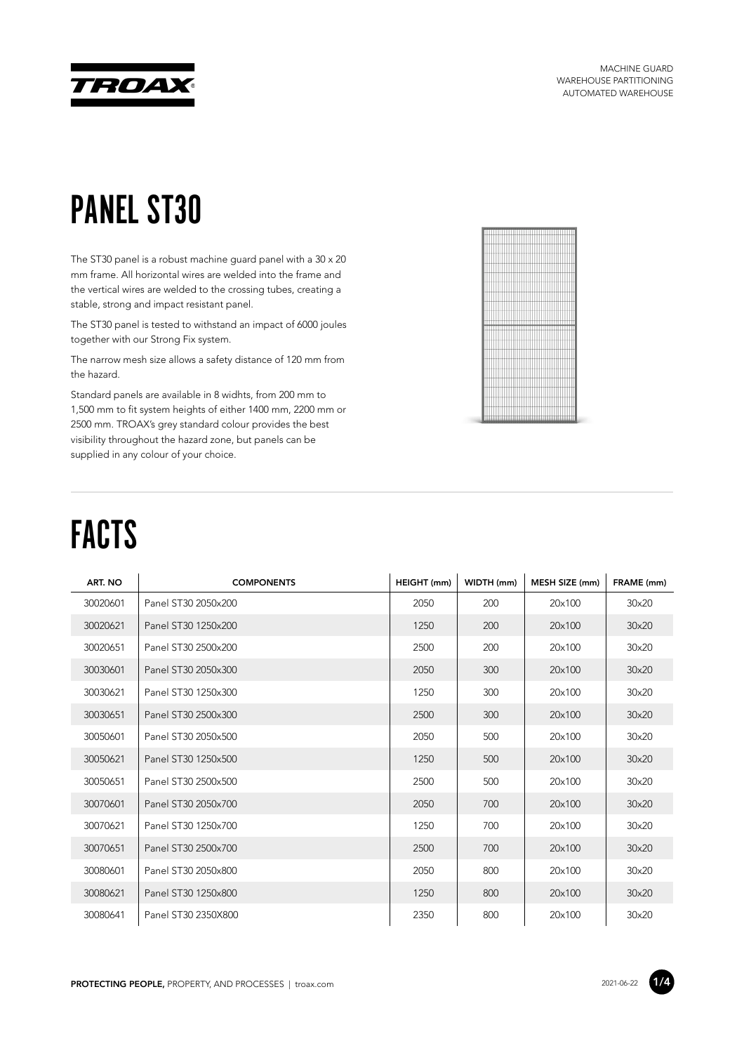# PANEL ST30

The ST30 panel is a robust machine guard panel with a 30 x 20 mm frame. All horizontal wires are welded into the frame and the vertical wires are welded to the crossing tubes, creating a stable, strong and impact resistant panel.

The ST30 panel is tested to withstand an impact of 6000 joules together with our Strong Fix system.

The narrow mesh size allows a safety distance of 120 mm from the hazard.

Standard panels are available in 8 widhts, from 200 mm to 1,500 mm to fit system heights of either 1400 mm, 2200 mm or 2500 mm. TROAX's grey standard colour provides the best visibility throughout the hazard zone, but panels can be supplied in any colour of your choice.

# FACTS

| ART. NO | COMPONENTS | HEIGHT (mm) | WIDTH (mm) | MESH SIZE (mm) | FRAME (mm) |
|---|---|---|---|---|---|
| 30020601 | Panel ST30 2050x200 | 2050 | 200 | 20x100 | 30x20 |
| 30020621 | Panel ST30 1250x200 | 1250 | 200 | 20x100 | 30x20 |
| 30020651 | Panel ST30 2500x200 | 2500 | 200 | 20x100 | 30x20 |
| 30030601 | Panel ST30 2050x300 | 2050 | 300 | 20x100 | 30x20 |
| 30030621 | Panel ST30 1250x300 | 1250 | 300 | 20x100 | 30x20 |
| 30030651 | Panel ST30 2500x300 | 2500 | 300 | 20x100 | 30x20 |
| 30050601 | Panel ST30 2050x500 | 2050 | 500 | 20x100 | 30x20 |
| 30050621 | Panel ST30 1250x500 | 1250 | 500 | 20x100 | 30x20 |
| 30050651 | Panel ST30 2500x500 | 2500 | 500 | 20x100 | 30x20 |
| 30070601 | Panel ST30 2050x700 | 2050 | 700 | 20x100 | 30x20 |
| 30070621 | Panel ST30 1250x700 | 1250 | 700 | 20x100 | 30x20 |
| 30070651 | Panel ST30 2500x700 | 2500 | 700 | 20x100 | 30x20 |
| 30080601 | Panel ST30 2050x800 | 2050 | 800 | 20x100 | 30x20 |
| 30080621 | Panel ST30 1250x800 | 1250 | 800 | 20x100 | 30x20 |
| 30080641 | Panel ST30 2350X800 | 2350 | 800 | 20x100 | 30x20 |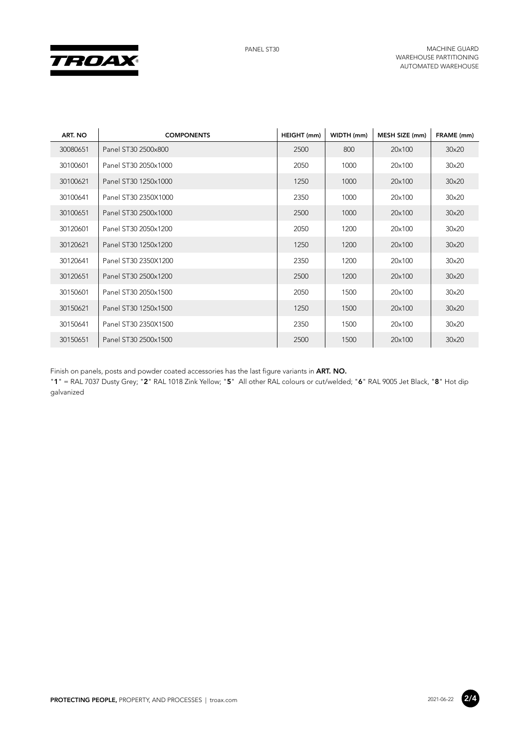| ART. NO | COMPONENTS | HEIGHT (mm) | WIDTH (mm) | MESH SIZE (mm) | FRAME (mm) |
|---|---|---|---|---|---|
| 30080651 | Panel ST30 2500x800 | 2500 | 800 | 20x100 | 30x20 |
| 30100601 | Panel ST30 2050x1000 | 2050 | 1000 | 20x100 | 30x20 |
| 30100621 | Panel ST30 1250x1000 | 1250 | 1000 | 20x100 | 30x20 |
| 30100641 | Panel ST30 2350X1000 | 2350 | 1000 | 20x100 | 30x20 |
| 30100651 | Panel ST30 2500x1000 | 2500 | 1000 | 20x100 | 30x20 |
| 30120601 | Panel ST30 2050x1200 | 2050 | 1200 | 20x100 | 30x20 |
| 30120621 | Panel ST30 1250x1200 | 1250 | 1200 | 20x100 | 30x20 |
| 30120641 | Panel ST30 2350X1200 | 2350 | 1200 | 20x100 | 30x20 |
| 30120651 | Panel ST30 2500x1200 | 2500 | 1200 | 20x100 | 30x20 |
| 30150601 | Panel ST30 2050x1500 | 2050 | 1500 | 20x100 | 30x20 |
| 30150621 | Panel ST30 1250x1500 | 1250 | 1500 | 20x100 | 30x20 |
| 30150641 | Panel ST30 2350X1500 | 2350 | 1500 | 20x100 | 30x20 |
| 30150651 | Panel ST30 2500x1500 | 2500 | 1500 | 20x100 | 30x20 |

Finish on panels, posts and powder coated accessories has the last figure variants in **ART. NO.**
"**1**" = RAL 7037 Dusty Grey; "**2**" RAL 1018 Zink Yellow; "**5**" All other RAL colours or cut/welded; "**6**" RAL 9005 Jet Black, "**8**" Hot dip galvanized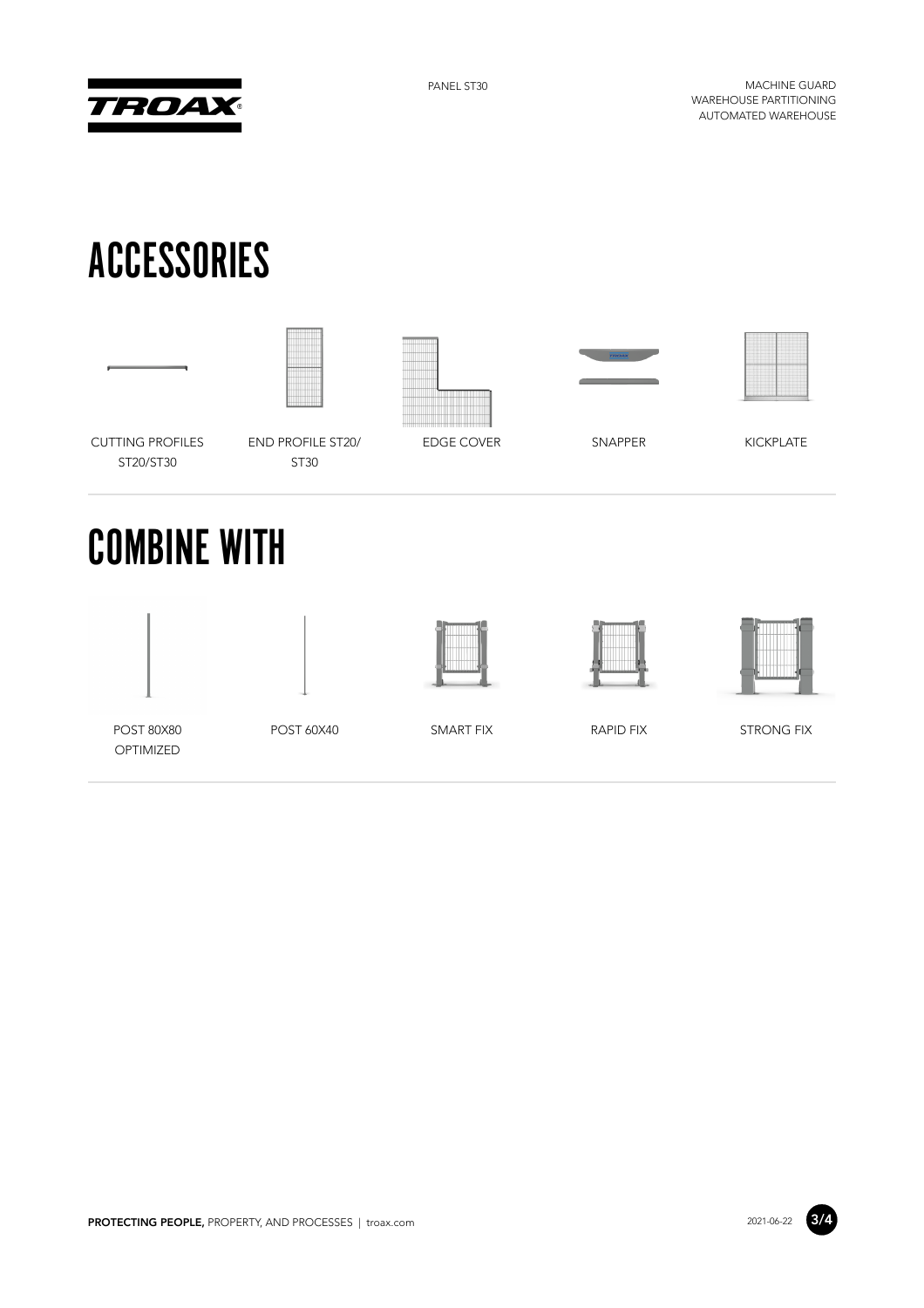# ACCESSORIES

CUTTING PROFILES ST20/ST30

END PROFILE ST20/ ST30

EDGE COVER

SNAPPER

KICKPLATE

# COMBINE WITH

POST 80X80 OPTIMIZED

POST 60X40

SMART FIX

RAPID FIX

STRONG FIX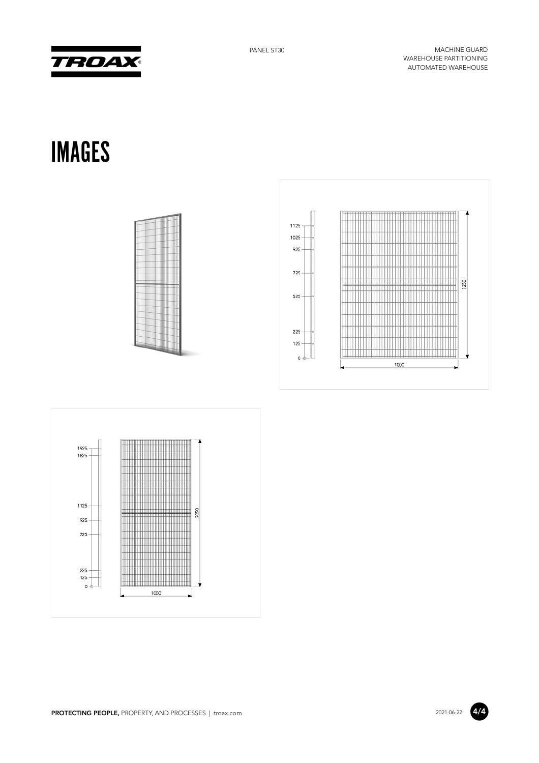# IMAGES

1125
1025
925
725
525
225
125
0
1250
1000

1925
1825
1125
925
725
225
125
0
2050
1000